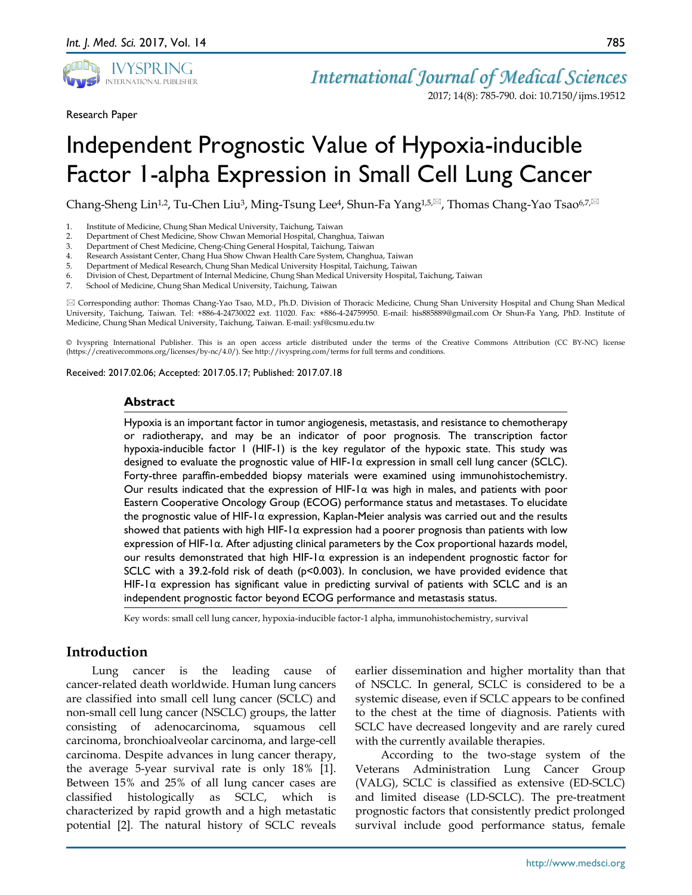Research Paper

# Independent Prognostic Value of Hypoxia-inducible Factor 1-alpha Expression in Small Cell Lung Cancer

Chang-Sheng Lin[1,2], Tu-Chen Liu[3], Ming-Tsung Lee[4], Shun-Fa Yang[1,5,✉], Thomas Chang-Yao Tsao[6,7,✉]

1. Institute of Medicine, Chung Shan Medical University, Taichung, Taiwan
2. Department of Chest Medicine, Show Chwan Memorial Hospital, Changhua, Taiwan
3. Department of Chest Medicine, Cheng-Ching General Hospital, Taichung, Taiwan
4. Research Assistant Center, Chang Hua Show Chwan Health Care System, Changhua, Taiwan
5. Department of Medical Research, Chung Shan Medical University Hospital, Taichung, Taiwan
6. Division of Chest, Department of Internal Medicine, Chung Shan Medical University Hospital, Taichung, Taiwan
7. School of Medicine, Chung Shan Medical University, Taichung, Taiwan

✉ Corresponding author: Thomas Chang-Yao Tsao, M.D., Ph.D. Division of Thoracic Medicine, Chung Shan University Hospital and Chung Shan Medical University, Taichung, Taiwan. Tel: +886-4-24730022 ext. 11020. Fax: +886-4-24759950. E-mail: his885889@gmail.com Or Shun-Fa Yang, PhD. Institute of Medicine, Chung Shan Medical University, Taichung, Taiwan. E-mail: ysf@csmu.edu.tw

© Ivyspring International Publisher. This is an open access article distributed under the terms of the Creative Commons Attribution (CC BY-NC) license (https://creativecommons.org/licenses/by-nc/4.0/). See http://ivyspring.com/terms for full terms and conditions.

Received: 2017.02.06; Accepted: 2017.05.17; Published: 2017.07.18

### Abstract

Hypoxia is an important factor in tumor angiogenesis, metastasis, and resistance to chemotherapy or radiotherapy, and may be an indicator of poor prognosis. The transcription factor hypoxia-inducible factor 1 (HIF-1) is the key regulator of the hypoxic state. This study was designed to evaluate the prognostic value of HIF-1α expression in small cell lung cancer (SCLC). Forty-three paraffin-embedded biopsy materials were examined using immunohistochemistry. Our results indicated that the expression of HIF-1α was high in males, and patients with poor Eastern Cooperative Oncology Group (ECOG) performance status and metastases. To elucidate the prognostic value of HIF-1α expression, Kaplan-Meier analysis was carried out and the results showed that patients with high HIF-1α expression had a poorer prognosis than patients with low expression of HIF-1α. After adjusting clinical parameters by the Cox proportional hazards model, our results demonstrated that high HIF-1α expression is an independent prognostic factor for SCLC with a 39.2-fold risk of death ($p<0.003$). In conclusion, we have provided evidence that HIF-1α expression has significant value in predicting survival of patients with SCLC and is an independent prognostic factor beyond ECOG performance and metastasis status.

Key words: small cell lung cancer, hypoxia-inducible factor-1 alpha, immunohistochemistry, survival

## Introduction

Lung cancer is the leading cause of cancer-related death worldwide. Human lung cancers are classified into small cell lung cancer (SCLC) and non-small cell lung cancer (NSCLC) groups, the latter consisting of adenocarcinoma, squamous cell carcinoma, bronchioalveolar carcinoma, and large-cell carcinoma. Despite advances in lung cancer therapy, the average 5-year survival rate is only 18% [1]. Between 15% and 25% of all lung cancer cases are classified histologically as SCLC, which is characterized by rapid growth and a high metastatic potential [2]. The natural history of SCLC reveals earlier dissemination and higher mortality than that of NSCLC. In general, SCLC is considered to be a systemic disease, even if SCLC appears to be confined to the chest at the time of diagnosis. Patients with SCLC have decreased longevity and are rarely cured with the currently available therapies.

According to the two-stage system of the Veterans Administration Lung Cancer Group (VALG), SCLC is classified as extensive (ED-SCLC) and limited disease (LD-SCLC). The pre-treatment prognostic factors that consistently predict prolonged survival include good performance status, female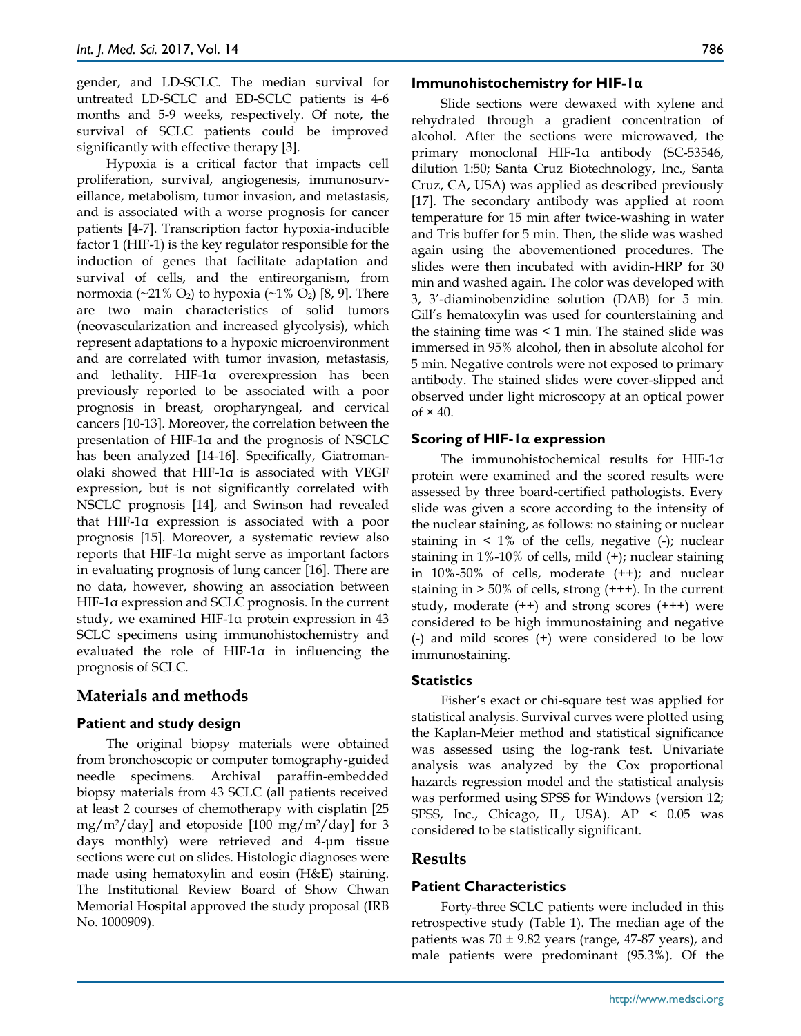gender, and LD-SCLC. The median survival for untreated LD-SCLC and ED-SCLC patients is 4-6 months and 5-9 weeks, respectively. Of note, the survival of SCLC patients could be improved significantly with effective therapy [3].

Hypoxia is a critical factor that impacts cell proliferation, survival, angiogenesis, immunosurveillance, metabolism, tumor invasion, and metastasis, and is associated with a worse prognosis for cancer patients [4-7]. Transcription factor hypoxia-inducible factor 1 (HIF-1) is the key regulator responsible for the induction of genes that facilitate adaptation and survival of cells, and the entireorganism, from normoxia (~21% $O_2$) to hypoxia (~1% $O_2$) [8, 9]. There are two main characteristics of solid tumors (neovascularization and increased glycolysis), which represent adaptations to a hypoxic microenvironment and are correlated with tumor invasion, metastasis, and lethality. HIF-1α overexpression has been previously reported to be associated with a poor prognosis in breast, oropharyngeal, and cervical cancers [10-13]. Moreover, the correlation between the presentation of HIF-1α and the prognosis of NSCLC has been analyzed [14-16]. Specifically, Giatromanolaki showed that HIF-1α is associated with VEGF expression, but is not significantly correlated with NSCLC prognosis [14], and Swinson had revealed that HIF-1α expression is associated with a poor prognosis [15]. Moreover, a systematic review also reports that HIF-1α might serve as important factors in evaluating prognosis of lung cancer [16]. There are no data, however, showing an association between HIF-1α expression and SCLC prognosis. In the current study, we examined HIF-1α protein expression in 43 SCLC specimens using immunohistochemistry and evaluated the role of HIF-1α in influencing the prognosis of SCLC.

## Materials and methods

### Patient and study design

The original biopsy materials were obtained from bronchoscopic or computer tomography-guided needle specimens. Archival paraffin-embedded biopsy materials from 43 SCLC (all patients received at least 2 courses of chemotherapy with cisplatin [25 $mg/m^2/day$] and etoposide [100 $mg/m^2/day$] for 3 days monthly) were retrieved and 4-μm tissue sections were cut on slides. Histologic diagnoses were made using hematoxylin and eosin (H&E) staining. The Institutional Review Board of Show Chwan Memorial Hospital approved the study proposal (IRB No. 1000909).

### Immunohistochemistry for HIF-1α

Slide sections were dewaxed with xylene and rehydrated through a gradient concentration of alcohol. After the sections were microwaved, the primary monoclonal HIF-1α antibody (SC-53546, dilution 1:50; Santa Cruz Biotechnology, Inc., Santa Cruz, CA, USA) was applied as described previously [17]. The secondary antibody was applied at room temperature for 15 min after twice-washing in water and Tris buffer for 5 min. Then, the slide was washed again using the abovementioned procedures. The slides were then incubated with avidin-HRP for 30 min and washed again. The color was developed with 3, 3'-diaminobenzidine solution (DAB) for 5 min. Gill's hematoxylin was used for counterstaining and the staining time was < 1 min. The stained slide was immersed in 95% alcohol, then in absolute alcohol for 5 min. Negative controls were not exposed to primary antibody. The stained slides were cover-slipped and observed under light microscopy at an optical power of × 40.

### Scoring of HIF-1α expression

The immunohistochemical results for HIF-1α protein were examined and the scored results were assessed by three board-certified pathologists. Every slide was given a score according to the intensity of the nuclear staining, as follows: no staining or nuclear staining in < 1% of the cells, negative (-); nuclear staining in 1%-10% of cells, mild (+); nuclear staining in 10%-50% of cells, moderate (++); and nuclear staining in > 50% of cells, strong (+++). In the current study, moderate (++) and strong scores (+++) were considered to be high immunostaining and negative (-) and mild scores (+) were considered to be low immunostaining.

### Statistics

Fisher's exact or chi-square test was applied for statistical analysis. Survival curves were plotted using the Kaplan-Meier method and statistical significance was assessed using the log-rank test. Univariate analysis was analyzed by the Cox proportional hazards regression model and the statistical analysis was performed using SPSS for Windows (version 12; SPSS, Inc., Chicago, IL, USA). AP < 0.05 was considered to be statistically significant.

## Results

### Patient Characteristics

Forty-three SCLC patients were included in this retrospective study (Table 1). The median age of the patients was 70 ± 9.82 years (range, 47-87 years), and male patients were predominant (95.3%). Of the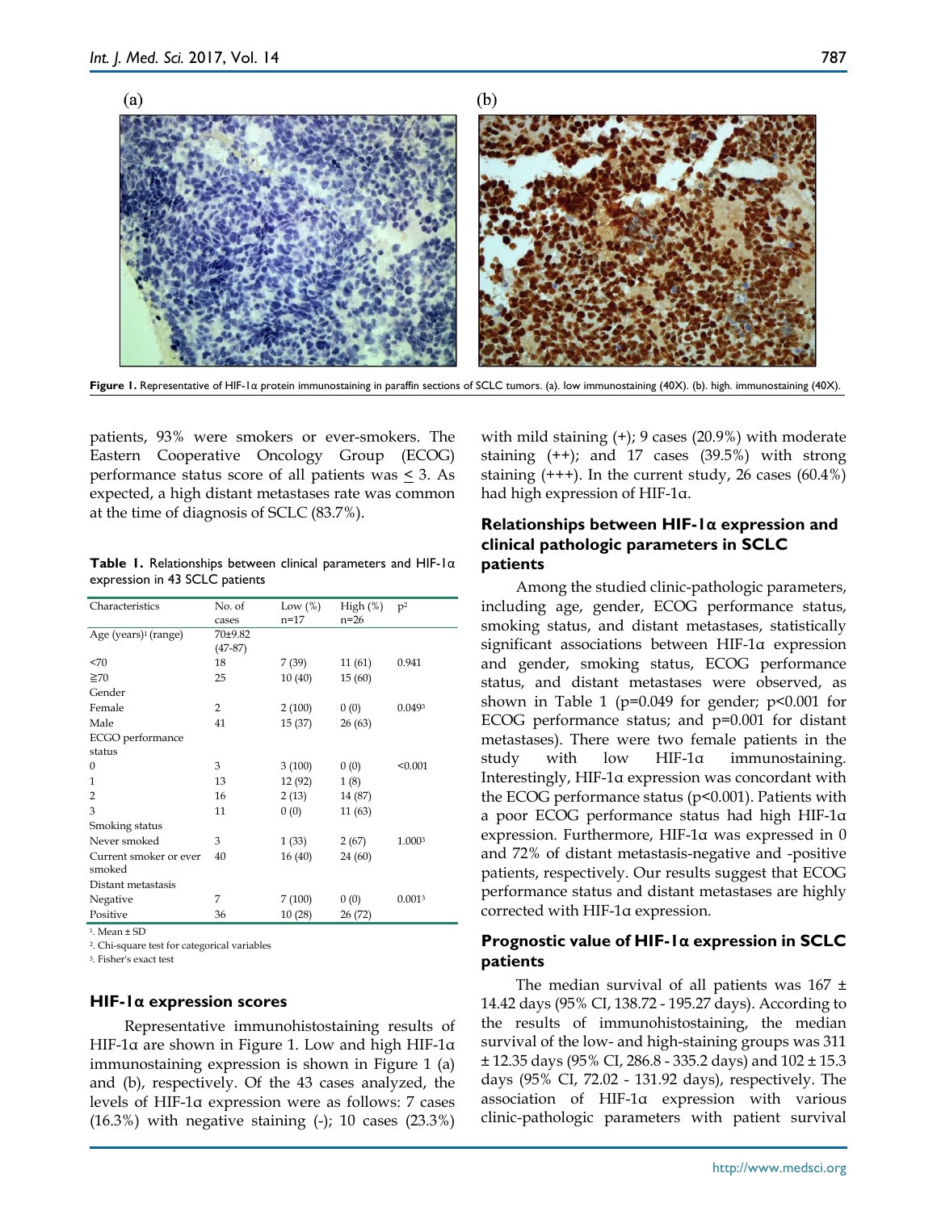Figure 1. Representative of HIF-1α protein immunostaining in paraffin sections of SCLC tumors. (a). low immunostaining (40X). (b). high. immunostaining (40X).

patients, 93% were smokers or ever-smokers. The Eastern Cooperative Oncology Group (ECOG) performance status score of all patients was ≤ 3. As expected, a high distant metastases rate was common at the time of diagnosis of SCLC (83.7%).

**Table 1.** Relationships between clinical parameters and HIF-1α expression in 43 SCLC patients

| Characteristics | No. of cases | Low (%) n=17 | High (%) n=26 | P[2] |
|---|---|---|---|---|
| Age (years)[1] (range) | 70±9.82 (47-87) | | | |
| <70 | 18 | 7 (39) | 11 (61) | 0.941 |
| ≧70 | 25 | 10 (40) | 15 (60) | |
| Gender | | | | |
| Female | 2 | 2 (100) | 0 (0) | 0.049[3] |
| Male | 41 | 15 (37) | 26 (63) | |
| ECGO performance status | | | | |
| 0 | 3 | 3 (100) | 0 (0) | <0.001 |
| 1 | 13 | 12 (92) | 1 (8) | |
| 2 | 16 | 2 (13) | 14 (87) | |
| 3 | 11 | 0 (0) | 11 (63) | |
| Smoking status | | | | |
| Never smoked | 3 | 1 (33) | 2 (67) | 1.000[3] |
| Current smoker or ever smoked | 40 | 16 (40) | 24 (60) | |
| Distant metastasis | | | | |
| Negative | 7 | 7 (100) | 0 (0) | 0.001[3] |
| Positive | 36 | 10 (28) | 26 (72) | |

[1]. Mean ± SD

[2]. Chi-square test for categorical variables

[3]. Fisher's exact test

### HIF-1α expression scores

Representative immunohistostaining results of HIF-1α are shown in Figure 1. Low and high HIF-1α immunostaining expression is shown in Figure 1 (a) and (b), respectively. Of the 43 cases analyzed, the levels of HIF-1α expression were as follows: 7 cases (16.3%) with negative staining (-); 10 cases (23.3%) with mild staining (+); 9 cases (20.9%) with moderate staining (++); and 17 cases (39.5%) with strong staining (+++). In the current study, 26 cases (60.4%) had high expression of HIF-1α.

### Relationships between HIF-1α expression and clinical pathologic parameters in SCLC patients

Among the studied clinic-pathologic parameters, including age, gender, ECOG performance status, smoking status, and distant metastases, statistically significant associations between HIF-1α expression and gender, smoking status, ECOG performance status, and distant metastases were observed, as shown in Table 1 (p=0.049 for gender; p<0.001 for ECOG performance status; and p=0.001 for distant metastases). There were two female patients in the study with low HIF-1α immunostaining. Interestingly, HIF-1α expression was concordant with the ECOG performance status (p<0.001). Patients with a poor ECOG performance status had high HIF-1α expression. Furthermore, HIF-1α was expressed in 0 and 72% of distant metastasis-negative and -positive patients, respectively. Our results suggest that ECOG performance status and distant metastases are highly corrected with HIF-1α expression.

### Prognostic value of HIF-1α expression in SCLC patients

The median survival of all patients was 167 ± 14.42 days (95% CI, 138.72 - 195.27 days). According to the results of immunohistostaining, the median survival of the low- and high-staining groups was 311 ± 12.35 days (95% CI, 286.8 - 335.2 days) and 102 ± 15.3 days (95% CI, 72.02 - 131.92 days), respectively. The association of HIF-1α expression with various clinic-pathologic parameters with patient survival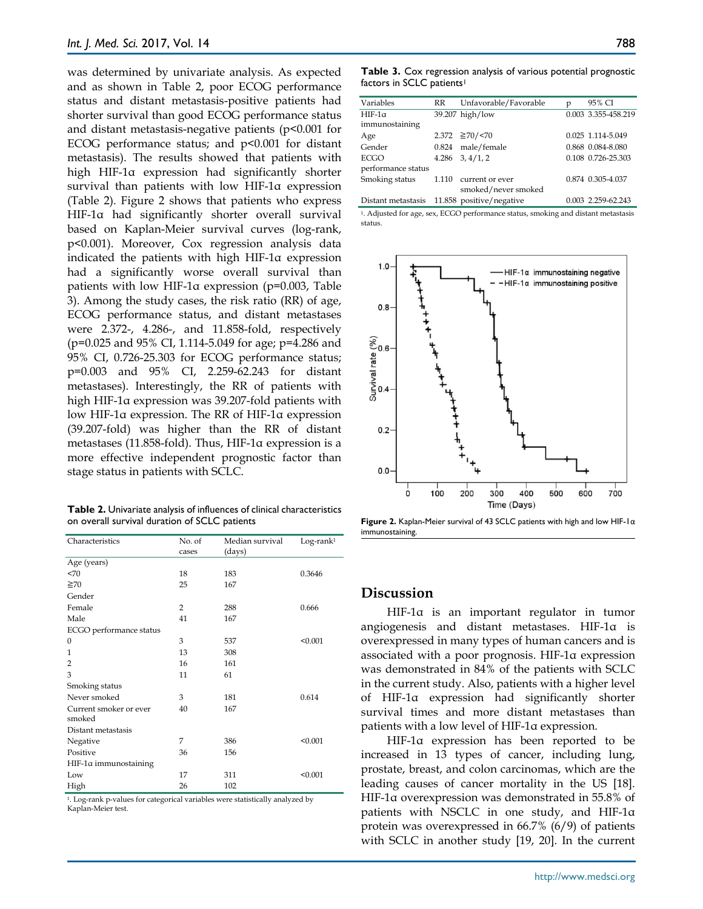was determined by univariate analysis. As expected and as shown in Table 2, poor ECOG performance status and distant metastasis-positive patients had shorter survival than good ECOG performance status and distant metastasis-negative patients ($p<0.001$ for ECOG performance status; and $p<0.001$ for distant metastasis). The results showed that patients with high HIF-1α expression had significantly shorter survival than patients with low HIF-1α expression (Table 2). Figure 2 shows that patients who express HIF-1α had significantly shorter overall survival based on Kaplan-Meier survival curves (log-rank, $p<0.001$). Moreover, Cox regression analysis data indicated the patients with high HIF-1α expression had a significantly worse overall survival than patients with low HIF-1α expression ($p=0.003$, Table 3). Among the study cases, the risk ratio (RR) of age, ECOG performance status, and distant metastases were 2.372-, 4.286-, and 11.858-fold, respectively ($p=0.025$ and 95% CI, 1.114-5.049 for age; $p=4.286$ and 95% CI, 0.726-25.303 for ECOG performance status; $p=0.003$ and 95% CI, 2.259-62.243 for distant metastases). Interestingly, the RR of patients with high HIF-1α expression was 39.207-fold patients with low HIF-1α expression. The RR of HIF-1α expression (39.207-fold) was higher than the RR of distant metastases (11.858-fold). Thus, HIF-1α expression is a more effective independent prognostic factor than stage status in patients with SCLC.

**Table 2.** Univariate analysis of influences of clinical characteristics on overall survival duration of SCLC patients

| Characteristics | No. of cases | Median survival (days) | Log-rank[1] |
|---|---|---|---|
| Age (years) | | | |
| <70 | 18 | 183 | 0.3646 |
| ≧70 | 25 | 167 | |
| Gender | | | |
| Female | 2 | 288 | 0.666 |
| Male | 41 | 167 | |
| ECGO performance status | | | |
| 0 | 3 | 537 | <0.001 |
| 1 | 13 | 308 | |
| 2 | 16 | 161 | |
| 3 | 11 | 61 | |
| Smoking status | | | |
| Never smoked | 3 | 181 | 0.614 |
| Current smoker or ever smoked | 40 | 167 | |
| Distant metastasis | | | |
| Negative | 7 | 386 | <0.001 |
| Positive | 36 | 156 | |
| HIF-1α immunostaining | | | |
| Low | 17 | 311 | <0.001 |
| High | 26 | 102 | |

[1]. Log-rank p-values for categorical variables were statistically analyzed by Kaplan-Meier test.

**Table 3.** Cox regression analysis of various potential prognostic factors in SCLC patients[1]

| Variables | RR | Unfavorable/Favorable | p | 95% CI |
|---|---|---|---|---|
| HIF-1α immunostaining | 39.207 | high/low | 0.003 | 3.355-458.219 |
| Age | 2.372 | ≧70/<70 | 0.025 | 1.114-5.049 |
| Gender | 0.824 | male/female | 0.868 | 0.084-8.080 |
| ECGO performance status | 4.286 | 3, 4/1, 2 | 0.108 | 0.726-25.303 |
| Smoking status | 1.110 | current or ever smoked/never smoked | 0.874 | 0.305-4.037 |
| Distant metastasis | 11.858 | positive/negative | 0.003 | 2.259-62.243 |

[1]. Adjusted for age, sex, ECGO performance status, smoking and distant metastasis status.

**Figure 2.** Kaplan-Meier survival of 43 SCLC patients with high and low HIF-1α immunostaining.

## Discussion

HIF-1α is an important regulator in tumor angiogenesis and distant metastases. HIF-1α is overexpressed in many types of human cancers and is associated with a poor prognosis. HIF-1α expression was demonstrated in 84% of the patients with SCLC in the current study. Also, patients with a higher level of HIF-1α expression had significantly shorter survival times and more distant metastases than patients with a low level of HIF-1α expression.

HIF-1α expression has been reported to be increased in 13 types of cancer, including lung, prostate, breast, and colon carcinomas, which are the leading causes of cancer mortality in the US [18]. HIF-1α overexpression was demonstrated in 55.8% of patients with NSCLC in one study, and HIF-1α protein was overexpressed in 66.7% (6/9) of patients with SCLC in another study [19, 20]. In the current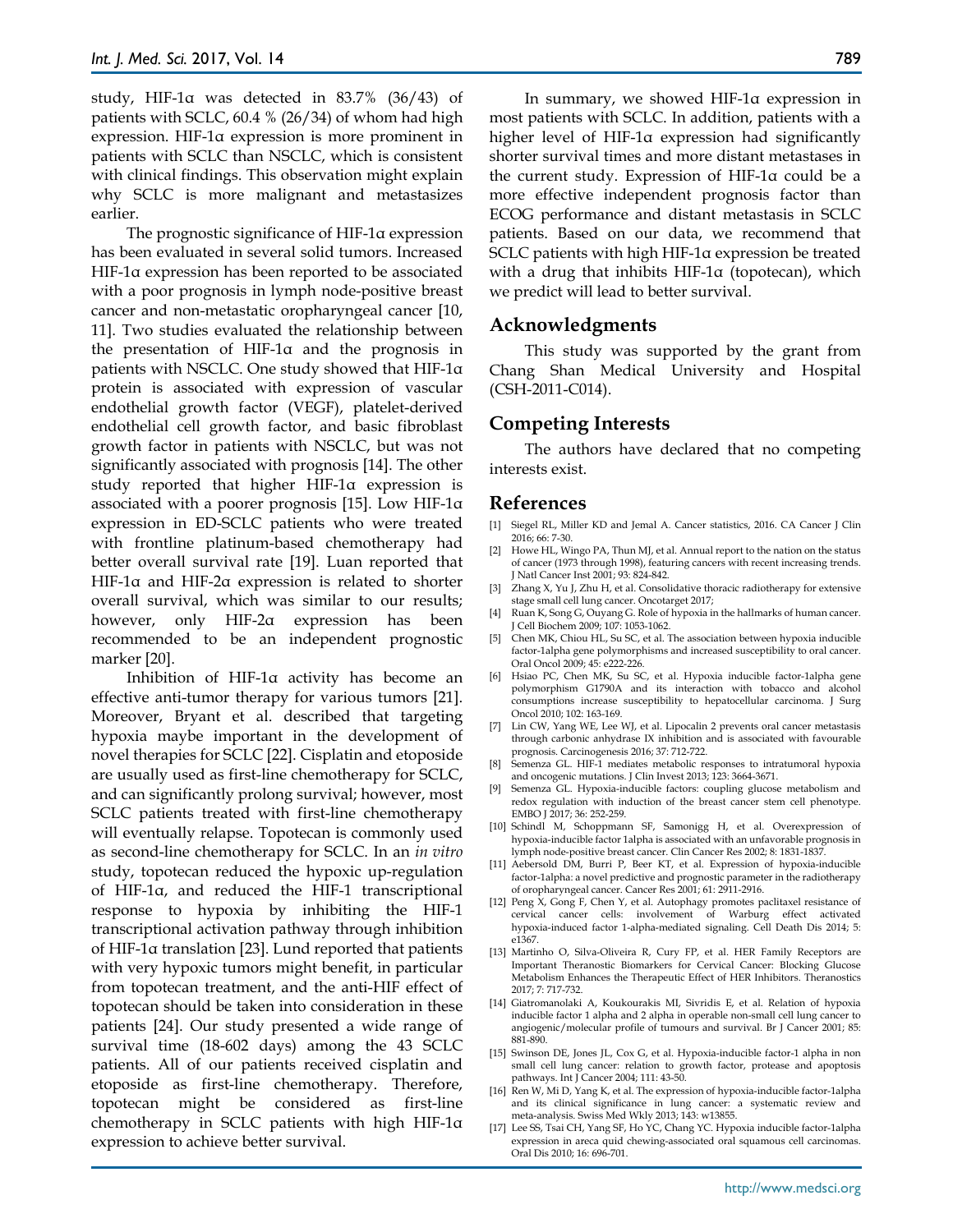study, HIF-1α was detected in 83.7% (36/43) of patients with SCLC, 60.4 % (26/34) of whom had high expression. HIF-1α expression is more prominent in patients with SCLC than NSCLC, which is consistent with clinical findings. This observation might explain why SCLC is more malignant and metastasizes earlier.

The prognostic significance of HIF-1α expression has been evaluated in several solid tumors. Increased HIF-1α expression has been reported to be associated with a poor prognosis in lymph node-positive breast cancer and non-metastatic oropharyngeal cancer [10, 11]. Two studies evaluated the relationship between the presentation of HIF-1α and the prognosis in patients with NSCLC. One study showed that HIF-1α protein is associated with expression of vascular endothelial growth factor (VEGF), platelet-derived endothelial cell growth factor, and basic fibroblast growth factor in patients with NSCLC, but was not significantly associated with prognosis [14]. The other study reported that higher HIF-1α expression is associated with a poorer prognosis [15]. Low HIF-1α expression in ED-SCLC patients who were treated with frontline platinum-based chemotherapy had better overall survival rate [19]. Luan reported that HIF-1α and HIF-2α expression is related to shorter overall survival, which was similar to our results; however, only HIF-2α expression has been recommended to be an independent prognostic marker [20].

Inhibition of HIF-1α activity has become an effective anti-tumor therapy for various tumors [21]. Moreover, Bryant et al. described that targeting hypoxia maybe important in the development of novel therapies for SCLC [22]. Cisplatin and etoposide are usually used as first-line chemotherapy for SCLC, and can significantly prolong survival; however, most SCLC patients treated with first-line chemotherapy will eventually relapse. Topotecan is commonly used as second-line chemotherapy for SCLC. In an *in vitro* study, topotecan reduced the hypoxic up-regulation of HIF-1α, and reduced the HIF-1 transcriptional response to hypoxia by inhibiting the HIF-1 transcriptional activation pathway through inhibition of HIF-1α translation [23]. Lund reported that patients with very hypoxic tumors might benefit, in particular from topotecan treatment, and the anti-HIF effect of topotecan should be taken into consideration in these patients [24]. Our study presented a wide range of survival time (18-602 days) among the 43 SCLC patients. All of our patients received cisplatin and etoposide as first-line chemotherapy. Therefore, topotecan might be considered as first-line chemotherapy in SCLC patients with high HIF-1α expression to achieve better survival.

In summary, we showed HIF-1α expression in most patients with SCLC. In addition, patients with a higher level of HIF-1α expression had significantly shorter survival times and more distant metastases in the current study. Expression of HIF-1α could be a more effective independent prognosis factor than ECOG performance and distant metastasis in SCLC patients. Based on our data, we recommend that SCLC patients with high HIF-1α expression be treated with a drug that inhibits HIF-1α (topotecan), which we predict will lead to better survival.

## Acknowledgments

This study was supported by the grant from Chang Shan Medical University and Hospital (CSH-2011-C014).

## Competing Interests

The authors have declared that no competing interests exist.

## References

[1] Siegel RL, Miller KD and Jemal A. Cancer statistics, 2016. CA Cancer J Clin 2016; 66: 7-30.

[2] Howe HL, Wingo PA, Thun MJ, et al. Annual report to the nation on the status of cancer (1973 through 1998), featuring cancers with recent increasing trends. J Natl Cancer Inst 2001; 93: 824-842.

[3] Zhang X, Yu J, Zhu H, et al. Consolidative thoracic radiotherapy for extensive stage small cell lung cancer. Oncotarget 2017;

[4] Ruan K, Song G, Ouyang G. Role of hypoxia in the hallmarks of human cancer. J Cell Biochem 2009; 107: 1053-1062.

[5] Chen MK, Chiou HL, Su SC, et al. The association between hypoxia inducible factor-1alpha gene polymorphisms and increased susceptibility to oral cancer. Oral Oncol 2009; 45: e222-226.

[6] Hsiao PC, Chen MK, Su SC, et al. Hypoxia inducible factor-1alpha gene polymorphism G1790A and its interaction with tobacco and alcohol consumptions increase susceptibility to hepatocellular carcinoma. J Surg Oncol 2010; 102: 163-169.

[7] Lin CW, Yang WE, Lee WJ, et al. Lipocalin 2 prevents oral cancer metastasis through carbonic anhydrase IX inhibition and is associated with favourable prognosis. Carcinogenesis 2016; 37: 712-722.

[8] Semenza GL. HIF-1 mediates metabolic responses to intratumoral hypoxia and oncogenic mutations. J Clin Invest 2013; 123: 3664-3671.

[9] Semenza GL. Hypoxia-inducible factors: coupling glucose metabolism and redox regulation with induction of the breast cancer stem cell phenotype. EMBO J 2017; 36: 252-259.

[10] Schindl M, Schoppmann SF, Samonigg H, et al. Overexpression of hypoxia-inducible factor 1alpha is associated with an unfavorable prognosis in lymph node-positive breast cancer. Clin Cancer Res 2002; 8: 1831-1837.

[11] Aebersold DM, Burri P, Beer KT, et al. Expression of hypoxia-inducible factor-1alpha: a novel predictive and prognostic parameter in the radiotherapy of oropharyngeal cancer. Cancer Res 2001; 61: 2911-2916.

[12] Peng X, Gong F, Chen Y, et al. Autophagy promotes paclitaxel resistance of cervical cancer cells: involvement of Warburg effect activated hypoxia-induced factor 1-alpha-mediated signaling. Cell Death Dis 2014; 5: e1367.

[13] Martinho O, Silva-Oliveira R, Cury FP, et al. HER Family Receptors are Important Theranostic Biomarkers for Cervical Cancer: Blocking Glucose Metabolism Enhances the Therapeutic Effect of HER Inhibitors. Theranostics 2017; 7: 717-732.

[14] Giatromanolaki A, Koukourakis MI, Sivridis E, et al. Relation of hypoxia inducible factor 1 alpha and 2 alpha in operable non-small cell lung cancer to angiogenic/molecular profile of tumours and survival. Br J Cancer 2001; 85: 881-890.

[15] Swinson DE, Jones JL, Cox G, et al. Hypoxia-inducible factor-1 alpha in non small cell lung cancer: relation to growth factor, protease and apoptosis pathways. Int J Cancer 2004; 111: 43-50.

[16] Ren W, Mi D, Yang K, et al. The expression of hypoxia-inducible factor-1alpha and its clinical significance in lung cancer: a systematic review and meta-analysis. Swiss Med Wkly 2013; 143: w13855.

[17] Lee SS, Tsai CH, Yang SF, Ho YC, Chang YC. Hypoxia inducible factor-1alpha expression in areca quid chewing-associated oral squamous cell carcinomas. Oral Dis 2010; 16: 696-701.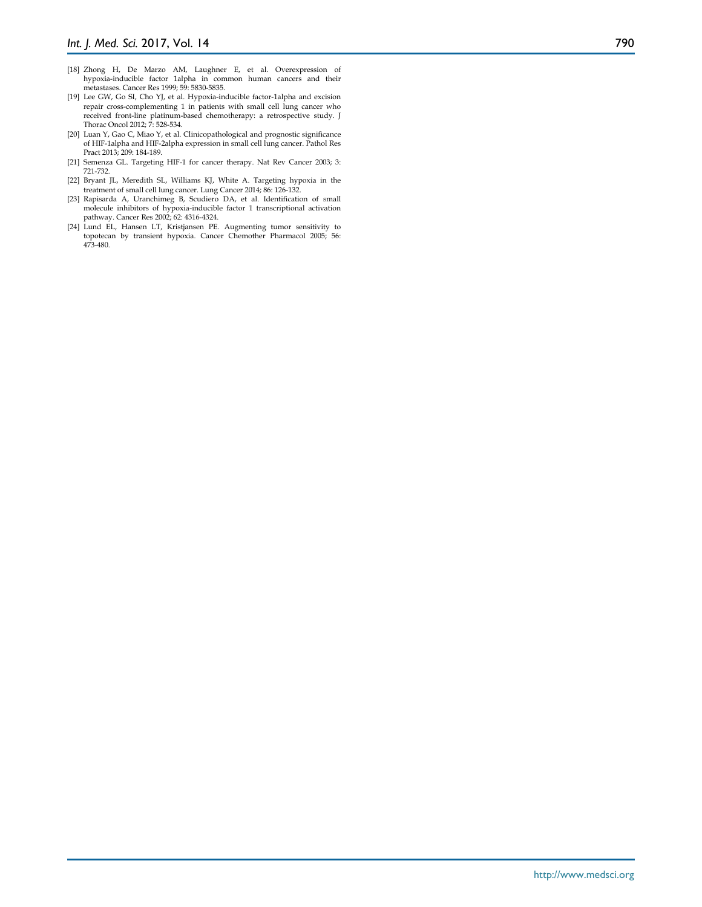[18] Zhong H, De Marzo AM, Laughner E, et al. Overexpression of hypoxia-inducible factor 1alpha in common human cancers and their metastases. Cancer Res 1999; 59: 5830-5835.

[19] Lee GW, Go SI, Cho YJ, et al. Hypoxia-inducible factor-1alpha and excision repair cross-complementing 1 in patients with small cell lung cancer who received front-line platinum-based chemotherapy: a retrospective study. J Thorac Oncol 2012; 7: 528-534.

[20] Luan Y, Gao C, Miao Y, et al. Clinicopathological and prognostic significance of HIF-1alpha and HIF-2alpha expression in small cell lung cancer. Pathol Res Pract 2013; 209: 184-189.

[21] Semenza GL. Targeting HIF-1 for cancer therapy. Nat Rev Cancer 2003; 3: 721-732.

[22] Bryant JL, Meredith SL, Williams KJ, White A. Targeting hypoxia in the treatment of small cell lung cancer. Lung Cancer 2014; 86: 126-132.

[23] Rapisarda A, Uranchimeg B, Scudiero DA, et al. Identification of small molecule inhibitors of hypoxia-inducible factor 1 transcriptional activation pathway. Cancer Res 2002; 62: 4316-4324.

[24] Lund EL, Hansen LT, Kristjansen PE. Augmenting tumor sensitivity to topotecan by transient hypoxia. Cancer Chemother Pharmacol 2005; 56: 473-480.